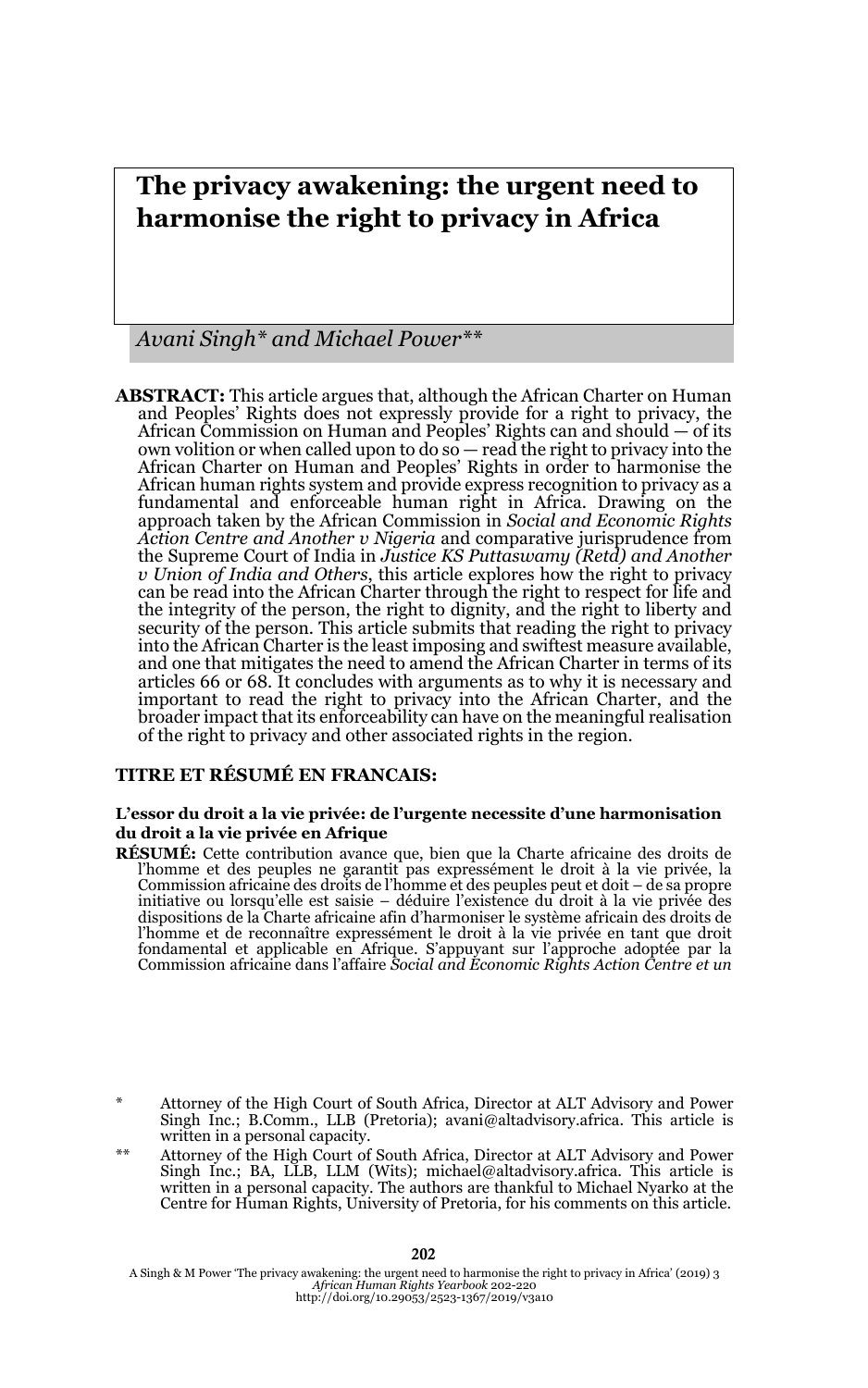# The privacy awakening: the urgent need to harmonise the right to privacy in Africa

*Avani Singh\* and Michael Power\*\**

**ABSTRACT:** This article argues that, although the African Charter on Human and Peoples' Rights does not expressly provide for a right to privacy, the African Commission on Human and Peoples' Rights can and should — of its own volition or when called upon to do so — read the right to privacy into the African Charter on Human and Peoples' Rights in order to harmonise the African human rights system and provide express recognition to privacy as a fundamental and enforceable human right in Africa. Drawing on the approach taken by the African Commission in *Social and Economic Rights Action Centre and Another v Nigeria* and comparative jurisprudence from the Supreme Court of India in *Justice KS Puttaswamy (Retd) and Another v Union of India and Others*, this article explores how the right to privacy can be read into the African Charter through the right to respect for life and the integrity of the person, the right to dignity, and the right to liberty and security of the person. This article submits that reading the right to privacy into the African Charter is the least imposing and swiftest measure available, and one that mitigates the need to amend the African Charter in terms of its articles 66 or 68. It concludes with arguments as to why it is necessary and important to read the right to privacy into the African Charter, and the broader impact that its enforceability can have on the meaningful realisation of the right to privacy and other associated rights in the region.

**TITRE ET RÉSUMÉ EN FRANCAIS:**

**L'essor du droit a la vie privée: de l'urgente necessite d'une harmonisation du droit a la vie privée en Afrique**

**RÉSUMÉ:** Cette contribution avance que, bien que la Charte africaine des droits de l'homme et des peuples ne garantit pas expressément le droit à la vie privée, la Commission africaine des droits de l'homme et des peuples peut et doit – de sa propre initiative ou lorsqu'elle est saisie – déduire l'existence du droit à la vie privée des dispositions de la Charte africaine afin d'harmoniser le système africain des droits de l'homme et de reconnaître expressément le droit à la vie privée en tant que droit fondamental et applicable en Afrique. S'appuyant sur l'approche adoptée par la Commission africaine dans l'affaire *Social and Economic Rights Action Centre et un*

\* Attorney of the High Court of South Africa, Director at ALT Advisory and Power Singh Inc.; B.Comm., LLB (Pretoria); avani@altadvisory.africa. This article is written in a personal capacity.

\*\* Attorney of the High Court of South Africa, Director at ALT Advisory and Power Singh Inc.; BA, LLB, LLM (Wits); michael@altadvisory.africa. This article is written in a personal capacity. The authors are thankful to Michael Nyarko at the Centre for Human Rights, University of Pretoria, for his comments on this article.

A Singh & M Power 'The privacy awakening: the urgent need to harmonise the right to privacy in Africa' (2019) 3 *African Human Rights Yearbook* 202-220
http://doi.org/10.29053/2523-1367/2019/v3a10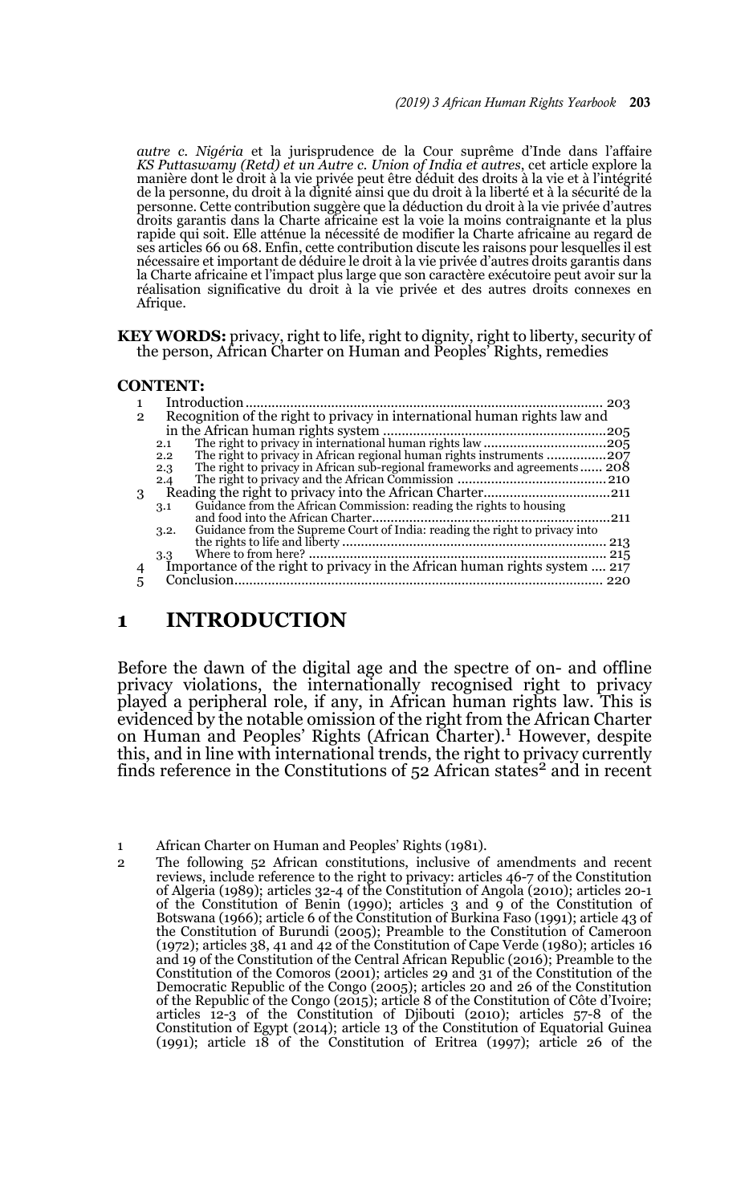*autre c. Nigéria* et la jurisprudence de la Cour suprême d'Inde dans l'affaire *KS Puttaswamy (Retd) et un Autre c. Union of India et autres*, cet article explore la manière dont le droit à la vie privée peut être déduit des droits à la vie et à l'intégrité de la personne, du droit à la dignité ainsi que du droit à la liberté et à la sécurité de la personne. Cette contribution suggère que la déduction du droit à la vie privée d'autres droits garantis dans la Charte africaine est la voie la moins contraignante et la plus rapide qui soit. Elle atténue la nécessité de modifier la Charte africaine au regard de ses articles 66 ou 68. Enfin, cette contribution discute les raisons pour lesquelles il est nécessaire et important de déduire le droit à la vie privée d'autres droits garantis dans la Charte africaine et l'impact plus large que son caractère exécutoire peut avoir sur la réalisation significative du droit à la vie privée et des autres droits connexes en Afrique.

**KEY WORDS:** privacy, right to life, right to dignity, right to liberty, security of the person, African Charter on Human and Peoples' Rights, remedies

**CONTENT:**

1 Introduction ... 203
2 Recognition of the right to privacy in international human rights law and in the African human rights system ... 205
  2.1 The right to privacy in international human rights law ... 205
  2.2 The right to privacy in African regional human rights instruments ... 207
  2.3 The right to privacy in African sub-regional frameworks and agreements ... 208
  2.4 The right to privacy and the African Commission ... 210
3 Reading the right to privacy into the African Charter ... 211
  3.1 Guidance from the African Commission: reading the rights to housing and food into the African Charter ... 211
  3.2. Guidance from the Supreme Court of India: reading the right to privacy into the rights to life and liberty ... 213
  3.3 Where to from here? ... 215
4 Importance of the right to privacy in the African human rights system ... 217
5 Conclusion ... 220

## 1 INTRODUCTION

Before the dawn of the digital age and the spectre of on- and offline privacy violations, the internationally recognised right to privacy played a peripheral role, if any, in African human rights law. This is evidenced by the notable omission of the right from the African Charter on Human and Peoples' Rights (African Charter).[1] However, despite this, and in line with international trends, the right to privacy currently finds reference in the Constitutions of 52 African states[2] and in recent

1 African Charter on Human and Peoples' Rights (1981).

2 The following 52 African constitutions, inclusive of amendments and recent reviews, include reference to the right to privacy: articles 46-7 of the Constitution of Algeria (1989); articles 32-4 of the Constitution of Angola (2010); articles 20-1 of the Constitution of Benin (1990); articles 3 and 9 of the Constitution of Botswana (1966); article 6 of the Constitution of Burkina Faso (1991); article 43 of the Constitution of Burundi (2005); Preamble to the Constitution of Cameroon (1972); articles 38, 41 and 42 of the Constitution of Cape Verde (1980); articles 16 and 19 of the Constitution of the Central African Republic (2016); Preamble to the Constitution of the Comoros (2001); articles 29 and 31 of the Constitution of the Democratic Republic of the Congo (2005); articles 20 and 26 of the Constitution of the Republic of the Congo (2015); article 8 of the Constitution of Côte d'Ivoire; articles 12-3 of the Constitution of Djibouti (2010); articles 57-8 of the Constitution of Egypt (2014); article 13 of the Constitution of Equatorial Guinea (1991); article 18 of the Constitution of Eritrea (1997); article 26 of the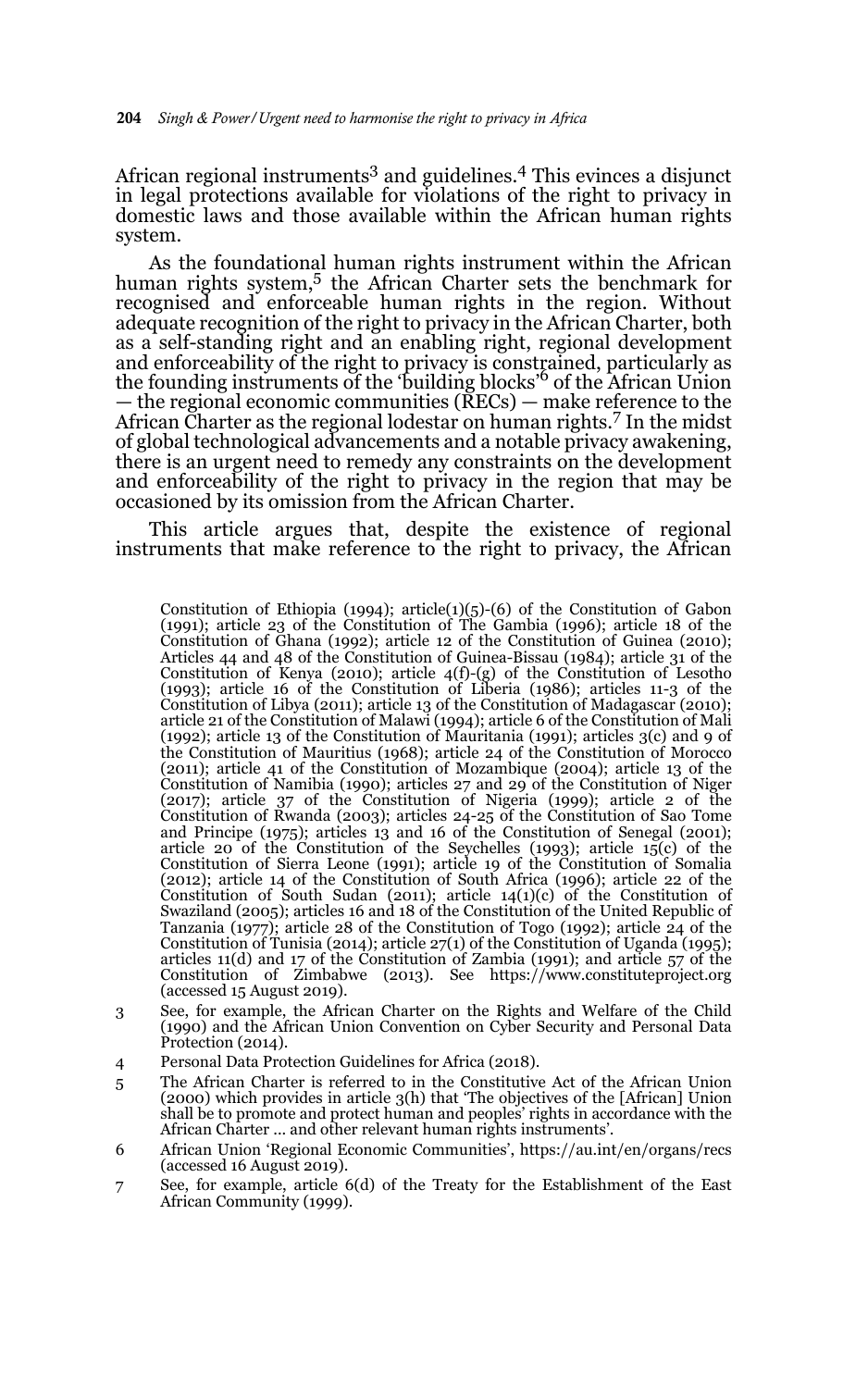African regional instruments[3] and guidelines.[4] This evinces a disjunct in legal protections available for violations of the right to privacy in domestic laws and those available within the African human rights system.

As the foundational human rights instrument within the African human rights system,[5] the African Charter sets the benchmark for recognised and enforceable human rights in the region. Without adequate recognition of the right to privacy in the African Charter, both as a self-standing right and an enabling right, regional development and enforceability of the right to privacy is constrained, particularly as the founding instruments of the 'building blocks'[6] of the African Union — the regional economic communities (RECs) — make reference to the African Charter as the regional lodestar on human rights.[7] In the midst of global technological advancements and a notable privacy awakening, there is an urgent need to remedy any constraints on the development and enforceability of the right to privacy in the region that may be occasioned by its omission from the African Charter.

This article argues that, despite the existence of regional instruments that make reference to the right to privacy, the African

Constitution of Ethiopia (1994); article(1)(5)-(6) of the Constitution of Gabon (1991); article 23 of the Constitution of The Gambia (1996); article 18 of the Constitution of Ghana (1992); article 12 of the Constitution of Guinea (2010); Articles 44 and 48 of the Constitution of Guinea-Bissau (1984); article 31 of the Constitution of Kenya (2010); article 4(f)-(g) of the Constitution of Lesotho (1993); article 16 of the Constitution of Liberia (1986); articles 11-3 of the Constitution of Libya (2011); article 13 of the Constitution of Madagascar (2010); article 21 of the Constitution of Malawi (1994); article 6 of the Constitution of Mali (1992); article 13 of the Constitution of Mauritania (1991); articles 3(c) and 9 of the Constitution of Mauritius (1968); article 24 of the Constitution of Morocco (2011); article 41 of the Constitution of Mozambique (2004); article 13 of the Constitution of Namibia (1990); articles 27 and 29 of the Constitution of Niger (2017); article 37 of the Constitution of Nigeria (1999); article 2 of the Constitution of Rwanda (2003); articles 24-25 of the Constitution of Sao Tome and Principe (1975); articles 13 and 16 of the Constitution of Senegal (2001); article 20 of the Constitution of the Seychelles (1993); article 15(c) of the Constitution of Sierra Leone (1991); article 19 of the Constitution of Somalia (2012); article 14 of the Constitution of South Africa (1996); article 22 of the Constitution of South Sudan (2011); article 14(1)(c) of the Constitution of Swaziland (2005); articles 16 and 18 of the Constitution of the United Republic of Tanzania (1977); article 28 of the Constitution of Togo (1992); article 24 of the Constitution of Tunisia (2014); article 27(1) of the Constitution of Uganda (1995); articles 11(d) and 17 of the Constitution of Zambia (1991); and article 57 of the Constitution of Zimbabwe (2013). See https://www.constituteproject.org (accessed 15 August 2019).

3 See, for example, the African Charter on the Rights and Welfare of the Child (1990) and the African Union Convention on Cyber Security and Personal Data Protection (2014).

4 Personal Data Protection Guidelines for Africa (2018).

5 The African Charter is referred to in the Constitutive Act of the African Union (2000) which provides in article 3(h) that 'The objectives of the [African] Union shall be to promote and protect human and peoples' rights in accordance with the African Charter ... and other relevant human rights instruments'.

6 African Union 'Regional Economic Communities', https://au.int/en/organs/recs (accessed 16 August 2019).

7 See, for example, article 6(d) of the Treaty for the Establishment of the East African Community (1999).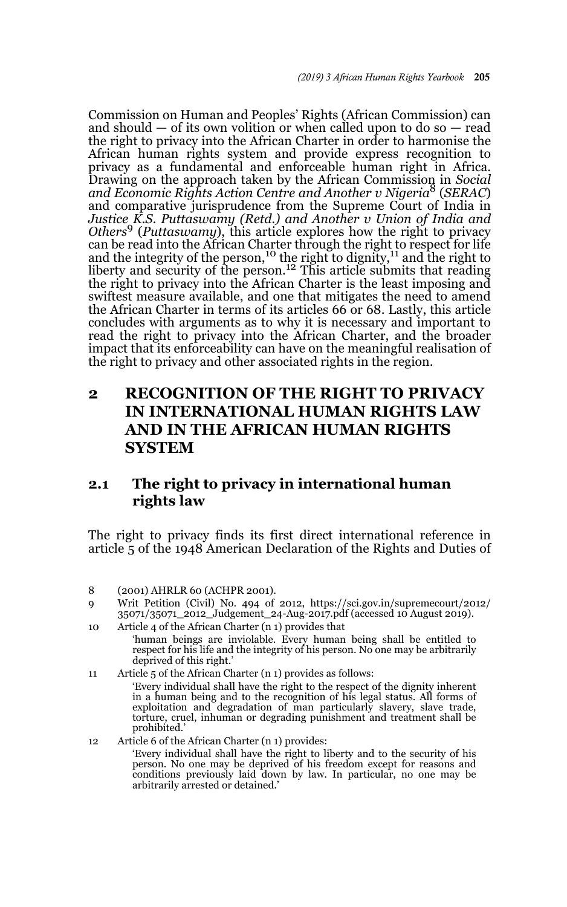Commission on Human and Peoples' Rights (African Commission) can and should — of its own volition or when called upon to do so — read the right to privacy into the African Charter in order to harmonise the African human rights system and provide express recognition to privacy as a fundamental and enforceable human right in Africa. Drawing on the approach taken by the African Commission in *Social and Economic Rights Action Centre and Another v Nigeria*[8] (*SERAC*) and comparative jurisprudence from the Supreme Court of India in *Justice K.S. Puttaswamy (Retd.) and Another v Union of India and Others*[9] (*Puttaswamy*), this article explores how the right to privacy can be read into the African Charter through the right to respect for life and the integrity of the person,[10] the right to dignity,[11] and the right to liberty and security of the person.[12] This article submits that reading the right to privacy into the African Charter is the least imposing and swiftest measure available, and one that mitigates the need to amend the African Charter in terms of its articles 66 or 68. Lastly, this article concludes with arguments as to why it is necessary and important to read the right to privacy into the African Charter, and the broader impact that its enforceability can have on the meaningful realisation of the right to privacy and other associated rights in the region.

## 2 RECOGNITION OF THE RIGHT TO PRIVACY IN INTERNATIONAL HUMAN RIGHTS LAW AND IN THE AFRICAN HUMAN RIGHTS SYSTEM

### 2.1 The right to privacy in international human rights law

The right to privacy finds its first direct international reference in article 5 of the 1948 American Declaration of the Rights and Duties of

---

8 (2001) AHRLR 60 (ACHPR 2001).

9 Writ Petition (Civil) No. 494 of 2012, https://sci.gov.in/supremecourt/2012/35071/35071_2012_Judgement_24-Aug-2017.pdf (accessed 10 August 2019).

10 Article 4 of the African Charter (n 1) provides that

> 'human beings are inviolable. Every human being shall be entitled to respect for his life and the integrity of his person. No one may be arbitrarily deprived of this right.'

11 Article 5 of the African Charter (n 1) provides as follows:

> 'Every individual shall have the right to the respect of the dignity inherent in a human being and to the recognition of his legal status. All forms of exploitation and degradation of man particularly slavery, slave trade, torture, cruel, inhuman or degrading punishment and treatment shall be prohibited.'

12 Article 6 of the African Charter (n 1) provides:

> 'Every individual shall have the right to liberty and to the security of his person. No one may be deprived of his freedom except for reasons and conditions previously laid down by law. In particular, no one may be arbitrarily arrested or detained.'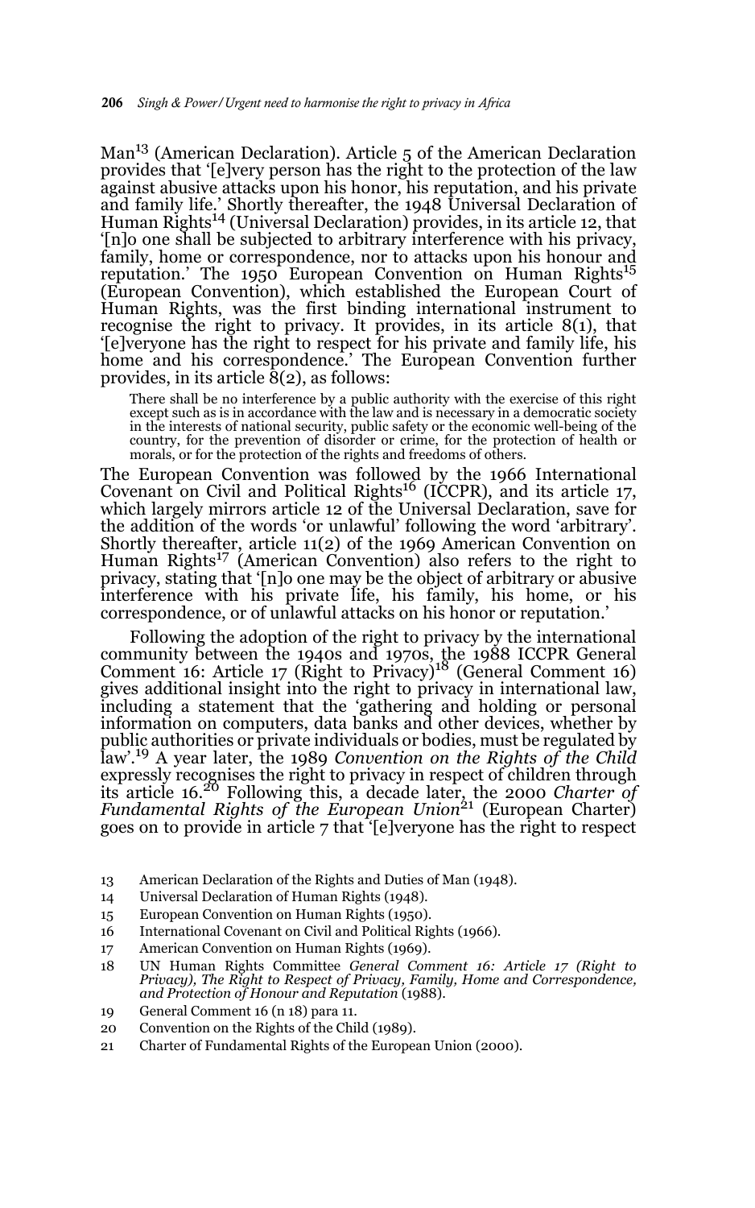Man[13] (American Declaration). Article 5 of the American Declaration provides that '[e]very person has the right to the protection of the law against abusive attacks upon his honor, his reputation, and his private and family life.' Shortly thereafter, the 1948 Universal Declaration of Human Rights[14] (Universal Declaration) provides, in its article 12, that '[n]o one shall be subjected to arbitrary interference with his privacy, family, home or correspondence, nor to attacks upon his honour and reputation.' The 1950 European Convention on Human Rights[15] (European Convention), which established the European Court of Human Rights, was the first binding international instrument to recognise the right to privacy. It provides, in its article 8(1), that '[e]veryone has the right to respect for his private and family life, his home and his correspondence.' The European Convention further provides, in its article 8(2), as follows:

> There shall be no interference by a public authority with the exercise of this right except such as is in accordance with the law and is necessary in a democratic society in the interests of national security, public safety or the economic well-being of the country, for the prevention of disorder or crime, for the protection of health or morals, or for the protection of the rights and freedoms of others.

The European Convention was followed by the 1966 International Covenant on Civil and Political Rights[16] (ICCPR), and its article 17, which largely mirrors article 12 of the Universal Declaration, save for the addition of the words 'or unlawful' following the word 'arbitrary'. Shortly thereafter, article 11(2) of the 1969 American Convention on Human Rights[17] (American Convention) also refers to the right to privacy, stating that '[n]o one may be the object of arbitrary or abusive interference with his private life, his family, his home, or his correspondence, or of unlawful attacks on his honor or reputation.'

Following the adoption of the right to privacy by the international community between the 1940s and 1970s, the 1988 ICCPR General Comment 16: Article 17 (Right to Privacy)[18] (General Comment 16) gives additional insight into the right to privacy in international law, including a statement that the 'gathering and holding or personal information on computers, data banks and other devices, whether by public authorities or private individuals or bodies, must be regulated by law'.[19] A year later, the 1989 *Convention on the Rights of the Child* expressly recognises the right to privacy in respect of children through its article 16.[20] Following this, a decade later, the 2000 *Charter of Fundamental Rights of the European Union*[21] (European Charter) goes on to provide in article 7 that '[e]veryone has the right to respect

---

13 American Declaration of the Rights and Duties of Man (1948).

14 Universal Declaration of Human Rights (1948).

15 European Convention on Human Rights (1950).

16 International Covenant on Civil and Political Rights (1966).

17 American Convention on Human Rights (1969).

18 UN Human Rights Committee *General Comment 16: Article 17 (Right to Privacy), The Right to Respect of Privacy, Family, Home and Correspondence, and Protection of Honour and Reputation* (1988).

19 General Comment 16 (n 18) para 11.

20 Convention on the Rights of the Child (1989).

21 Charter of Fundamental Rights of the European Union (2000).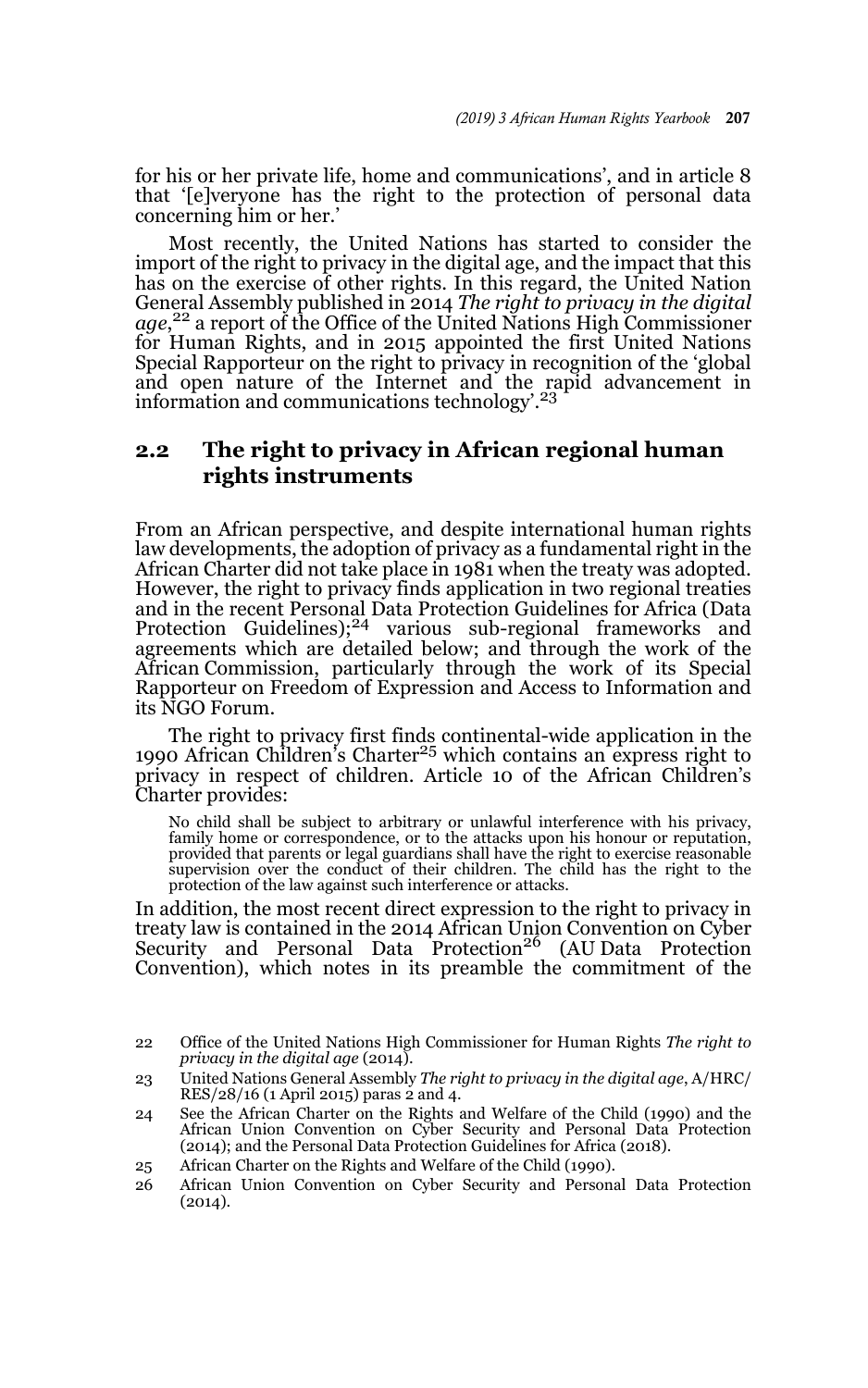for his or her private life, home and communications', and in article 8 that '[e]veryone has the right to the protection of personal data concerning him or her.'

Most recently, the United Nations has started to consider the import of the right to privacy in the digital age, and the impact that this has on the exercise of other rights. In this regard, the United Nation General Assembly published in 2014 *The right to privacy in the digital age*,[22] a report of the Office of the United Nations High Commissioner for Human Rights, and in 2015 appointed the first United Nations Special Rapporteur on the right to privacy in recognition of the 'global and open nature of the Internet and the rapid advancement in information and communications technology'.[23]

## 2.2 The right to privacy in African regional human rights instruments

From an African perspective, and despite international human rights law developments, the adoption of privacy as a fundamental right in the African Charter did not take place in 1981 when the treaty was adopted. However, the right to privacy finds application in two regional treaties and in the recent Personal Data Protection Guidelines for Africa (Data Protection Guidelines);[24] various sub-regional frameworks and agreements which are detailed below; and through the work of the African Commission, particularly through the work of its Special Rapporteur on Freedom of Expression and Access to Information and its NGO Forum.

The right to privacy first finds continental-wide application in the 1990 African Children's Charter[25] which contains an express right to privacy in respect of children. Article 10 of the African Children's Charter provides:

> No child shall be subject to arbitrary or unlawful interference with his privacy, family home or correspondence, or to the attacks upon his honour or reputation, provided that parents or legal guardians shall have the right to exercise reasonable supervision over the conduct of their children. The child has the right to the protection of the law against such interference or attacks.

In addition, the most recent direct expression to the right to privacy in treaty law is contained in the 2014 African Union Convention on Cyber Security and Personal Data Protection[26] (AU Data Protection Convention), which notes in its preamble the commitment of the

---

22 Office of the United Nations High Commissioner for Human Rights *The right to privacy in the digital age* (2014).

23 United Nations General Assembly *The right to privacy in the digital age*, A/HRC/RES/28/16 (1 April 2015) paras 2 and 4.

24 See the African Charter on the Rights and Welfare of the Child (1990) and the African Union Convention on Cyber Security and Personal Data Protection (2014); and the Personal Data Protection Guidelines for Africa (2018).

25 African Charter on the Rights and Welfare of the Child (1990).

26 African Union Convention on Cyber Security and Personal Data Protection (2014).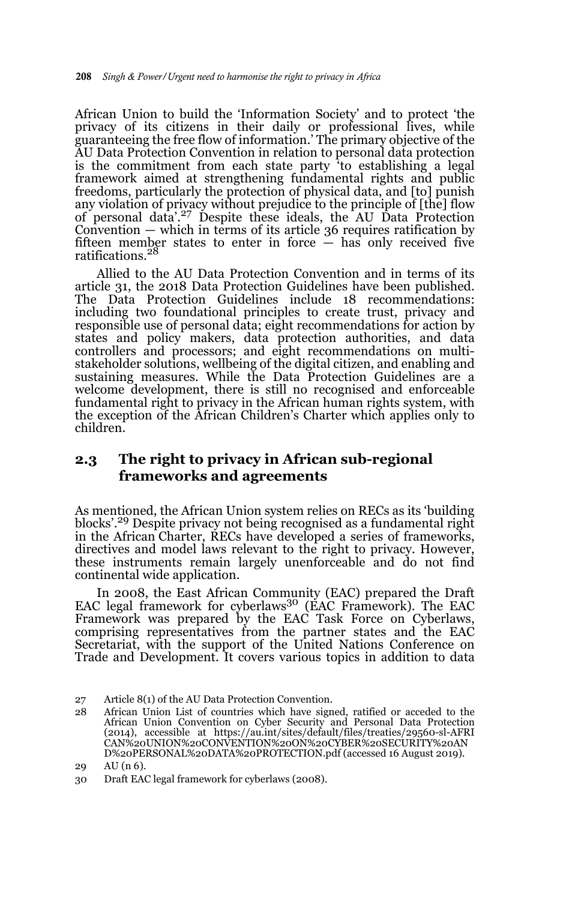African Union to build the 'Information Society' and to protect 'the privacy of its citizens in their daily or professional lives, while guaranteeing the free flow of information.' The primary objective of the AU Data Protection Convention in relation to personal data protection is the commitment from each state party 'to establishing a legal framework aimed at strengthening fundamental rights and public freedoms, particularly the protection of physical data, and [to] punish any violation of privacy without prejudice to the principle of [the] flow of personal data'.[27] Despite these ideals, the AU Data Protection Convention — which in terms of its article 36 requires ratification by fifteen member states to enter in force — has only received five ratifications.[28]

Allied to the AU Data Protection Convention and in terms of its article 31, the 2018 Data Protection Guidelines have been published. The Data Protection Guidelines include 18 recommendations: including two foundational principles to create trust, privacy and responsible use of personal data; eight recommendations for action by states and policy makers, data protection authorities, and data controllers and processors; and eight recommendations on multi-stakeholder solutions, wellbeing of the digital citizen, and enabling and sustaining measures. While the Data Protection Guidelines are a welcome development, there is still no recognised and enforceable fundamental right to privacy in the African human rights system, with the exception of the African Children's Charter which applies only to children.

## 2.3 The right to privacy in African sub-regional frameworks and agreements

As mentioned, the African Union system relies on RECs as its 'building blocks'.[29] Despite privacy not being recognised as a fundamental right in the African Charter, RECs have developed a series of frameworks, directives and model laws relevant to the right to privacy. However, these instruments remain largely unenforceable and do not find continental wide application.

In 2008, the East African Community (EAC) prepared the Draft EAC legal framework for cyberlaws[30] (EAC Framework). The EAC Framework was prepared by the EAC Task Force on Cyberlaws, comprising representatives from the partner states and the EAC Secretariat, with the support of the United Nations Conference on Trade and Development. It covers various topics in addition to data

27 Article 8(1) of the AU Data Protection Convention.

28 African Union List of countries which have signed, ratified or acceded to the African Union Convention on Cyber Security and Personal Data Protection (2014), accessible at https://au.int/sites/default/files/treaties/29560-sl-AFRICAN%20UNION%20CONVENTION%20ON%20CYBER%20SECURITY%20AND%20PERSONAL%20DATA%20PROTECTION.pdf (accessed 16 August 2019).

29 AU (n 6).

30 Draft EAC legal framework for cyberlaws (2008).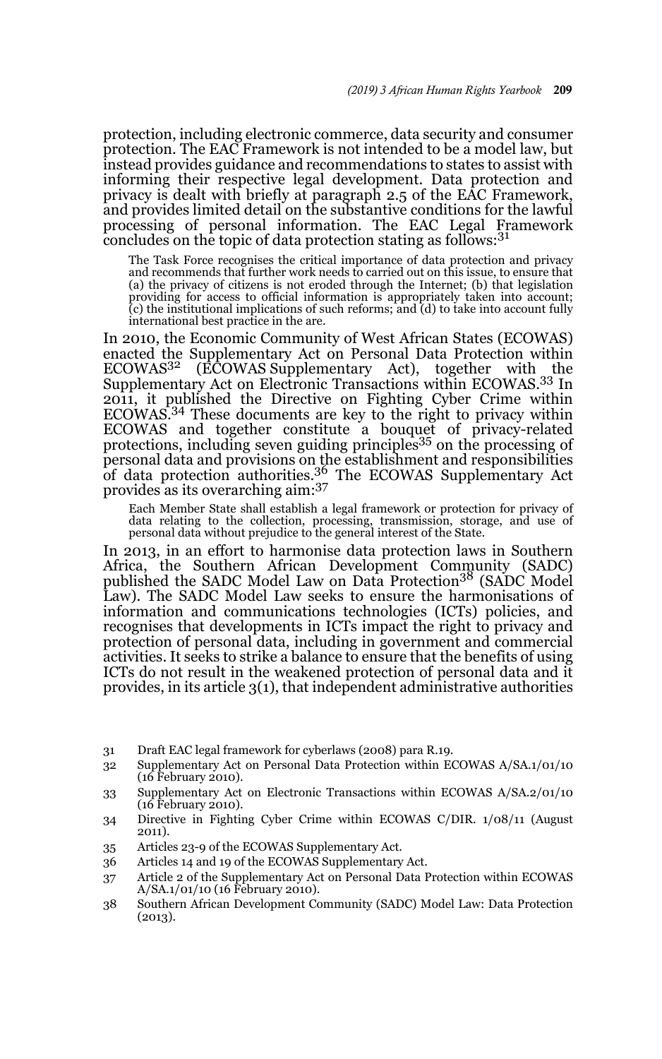protection, including electronic commerce, data security and consumer protection. The EAC Framework is not intended to be a model law, but instead provides guidance and recommendations to states to assist with informing their respective legal development. Data protection and privacy is dealt with briefly at paragraph 2.5 of the EAC Framework, and provides limited detail on the substantive conditions for the lawful processing of personal information. The EAC Legal Framework concludes on the topic of data protection stating as follows:[31]

> The Task Force recognises the critical importance of data protection and privacy and recommends that further work needs to carried out on this issue, to ensure that (a) the privacy of citizens is not eroded through the Internet; (b) that legislation providing for access to official information is appropriately taken into account; (c) the institutional implications of such reforms; and (d) to take into account fully international best practice in the are.

In 2010, the Economic Community of West African States (ECOWAS) enacted the Supplementary Act on Personal Data Protection within ECOWAS[32] (ECOWAS Supplementary Act), together with the Supplementary Act on Electronic Transactions within ECOWAS.[33] In 2011, it published the Directive on Fighting Cyber Crime within ECOWAS.[34] These documents are key to the right to privacy within ECOWAS and together constitute a bouquet of privacy-related protections, including seven guiding principles[35] on the processing of personal data and provisions on the establishment and responsibilities of data protection authorities.[36] The ECOWAS Supplementary Act provides as its overarching aim:[37]

> Each Member State shall establish a legal framework or protection for privacy of data relating to the collection, processing, transmission, storage, and use of personal data without prejudice to the general interest of the State.

In 2013, in an effort to harmonise data protection laws in Southern Africa, the Southern African Development Community (SADC) published the SADC Model Law on Data Protection[38] (SADC Model Law). The SADC Model Law seeks to ensure the harmonisations of information and communications technologies (ICTs) policies, and recognises that developments in ICTs impact the right to privacy and protection of personal data, including in government and commercial activities. It seeks to strike a balance to ensure that the benefits of using ICTs do not result in the weakened protection of personal data and it provides, in its article 3(1), that independent administrative authorities

---

31 Draft EAC legal framework for cyberlaws (2008) para R.19.

32 Supplementary Act on Personal Data Protection within ECOWAS A/SA.1/01/10 (16 February 2010).

33 Supplementary Act on Electronic Transactions within ECOWAS A/SA.2/01/10 (16 February 2010).

34 Directive in Fighting Cyber Crime within ECOWAS C/DIR. 1/08/11 (August 2011).

35 Articles 23-9 of the ECOWAS Supplementary Act.

36 Articles 14 and 19 of the ECOWAS Supplementary Act.

37 Article 2 of the Supplementary Act on Personal Data Protection within ECOWAS A/SA.1/01/10 (16 February 2010).

38 Southern African Development Community (SADC) Model Law: Data Protection (2013).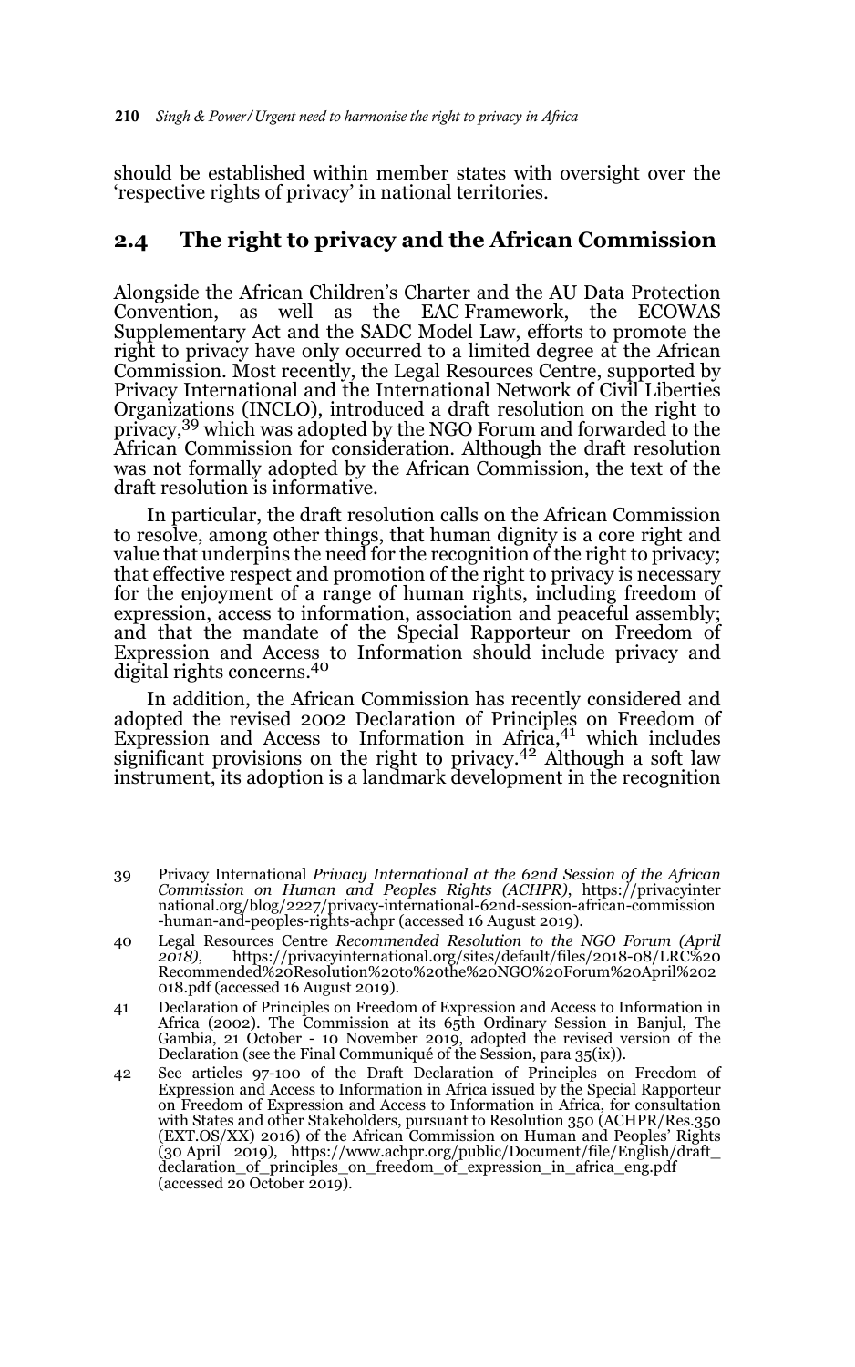should be established within member states with oversight over the 'respective rights of privacy' in national territories.

## 2.4 The right to privacy and the African Commission

Alongside the African Children's Charter and the AU Data Protection Convention, as well as the EAC Framework, the ECOWAS Supplementary Act and the SADC Model Law, efforts to promote the right to privacy have only occurred to a limited degree at the African Commission. Most recently, the Legal Resources Centre, supported by Privacy International and the International Network of Civil Liberties Organizations (INCLO), introduced a draft resolution on the right to privacy,[39] which was adopted by the NGO Forum and forwarded to the African Commission for consideration. Although the draft resolution was not formally adopted by the African Commission, the text of the draft resolution is informative.

In particular, the draft resolution calls on the African Commission to resolve, among other things, that human dignity is a core right and value that underpins the need for the recognition of the right to privacy; that effective respect and promotion of the right to privacy is necessary for the enjoyment of a range of human rights, including freedom of expression, access to information, association and peaceful assembly; and that the mandate of the Special Rapporteur on Freedom of Expression and Access to Information should include privacy and digital rights concerns.[40]

In addition, the African Commission has recently considered and adopted the revised 2002 Declaration of Principles on Freedom of Expression and Access to Information in Africa,[41] which includes significant provisions on the right to privacy.[42] Although a soft law instrument, its adoption is a landmark development in the recognition

---

39 Privacy International *Privacy International at the 62nd Session of the African Commission on Human and Peoples Rights (ACHPR)*, https://privacyinternational.org/blog/2227/privacy-international-62nd-session-african-commission-human-and-peoples-rights-achpr (accessed 16 August 2019).

40 Legal Resources Centre *Recommended Resolution to the NGO Forum (April 2018)*, https://privacyinternational.org/sites/default/files/2018-08/LRC%20Recommended%20Resolution%20to%20the%20NGO%20Forum%20April%202018.pdf (accessed 16 August 2019).

41 Declaration of Principles on Freedom of Expression and Access to Information in Africa (2002). The Commission at its 65th Ordinary Session in Banjul, The Gambia, 21 October - 10 November 2019, adopted the revised version of the Declaration (see the Final Communiqué of the Session, para 35(ix)).

42 See articles 97-100 of the Draft Declaration of Principles on Freedom of Expression and Access to Information in Africa issued by the Special Rapporteur on Freedom of Expression and Access to Information in Africa, for consultation with States and other Stakeholders, pursuant to Resolution 350 (ACHPR/Res.350 (EXT.OS/XX) 2016) of the African Commission on Human and Peoples' Rights (30 April 2019), https://www.achpr.org/public/Document/file/English/draft_declaration_of_principles_on_freedom_of_expression_in_africa_eng.pdf (accessed 20 October 2019).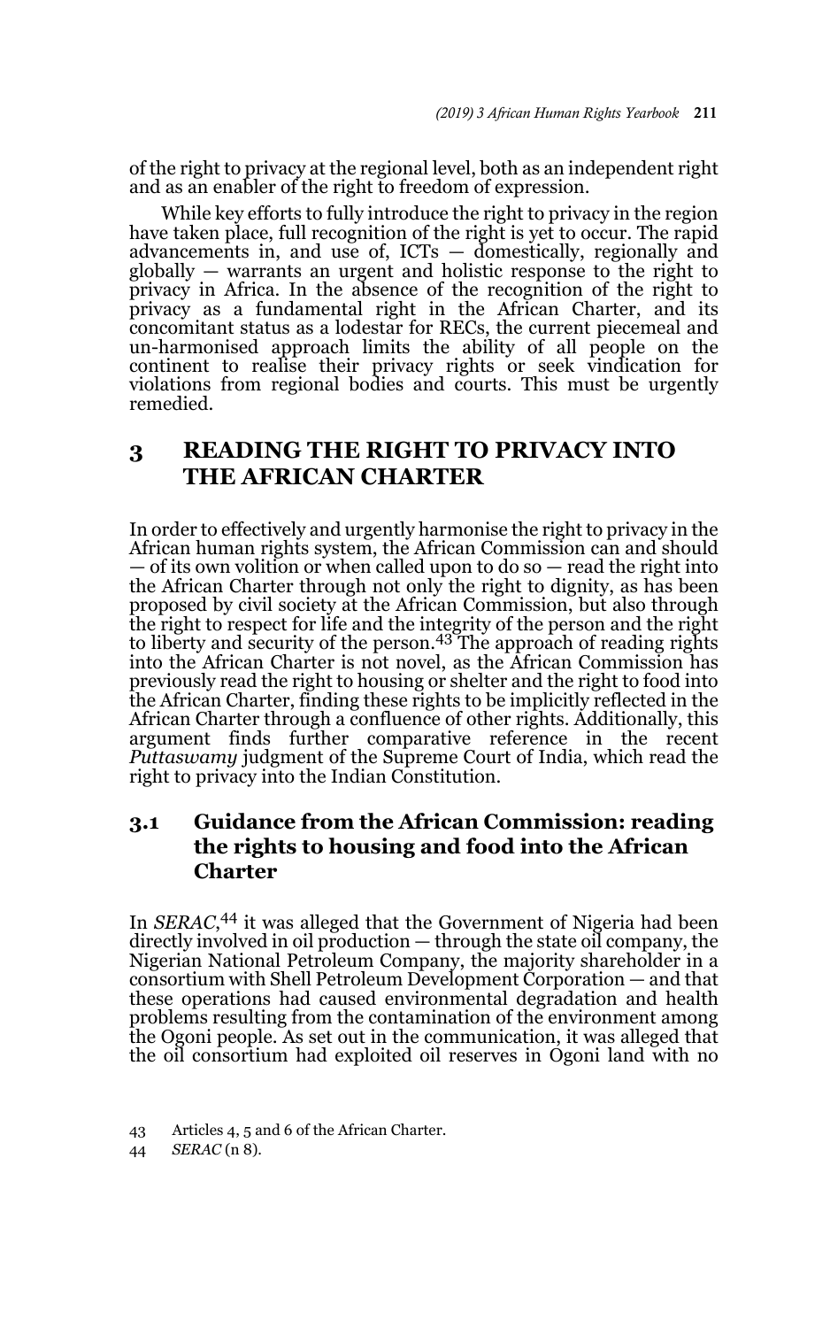of the right to privacy at the regional level, both as an independent right and as an enabler of the right to freedom of expression.

While key efforts to fully introduce the right to privacy in the region have taken place, full recognition of the right is yet to occur. The rapid advancements in, and use of, ICTs — domestically, regionally and globally — warrants an urgent and holistic response to the right to privacy in Africa. In the absence of the recognition of the right to privacy as a fundamental right in the African Charter, and its concomitant status as a lodestar for RECs, the current piecemeal and un-harmonised approach limits the ability of all people on the continent to realise their privacy rights or seek vindication for violations from regional bodies and courts. This must be urgently remedied.

## 3 READING THE RIGHT TO PRIVACY INTO THE AFRICAN CHARTER

In order to effectively and urgently harmonise the right to privacy in the African human rights system, the African Commission can and should — of its own volition or when called upon to do so — read the right into the African Charter through not only the right to dignity, as has been proposed by civil society at the African Commission, but also through the right to respect for life and the integrity of the person and the right to liberty and security of the person.[43] The approach of reading rights into the African Charter is not novel, as the African Commission has previously read the right to housing or shelter and the right to food into the African Charter, finding these rights to be implicitly reflected in the African Charter through a confluence of other rights. Additionally, this argument finds further comparative reference in the recent *Puttaswamy* judgment of the Supreme Court of India, which read the right to privacy into the Indian Constitution.

### 3.1 Guidance from the African Commission: reading the rights to housing and food into the African Charter

In *SERAC*,[44] it was alleged that the Government of Nigeria had been directly involved in oil production — through the state oil company, the Nigerian National Petroleum Company, the majority shareholder in a consortium with Shell Petroleum Development Corporation — and that these operations had caused environmental degradation and health problems resulting from the contamination of the environment among the Ogoni people. As set out in the communication, it was alleged that the oil consortium had exploited oil reserves in Ogoni land with no

43 Articles 4, 5 and 6 of the African Charter.

44 *SERAC* (n 8).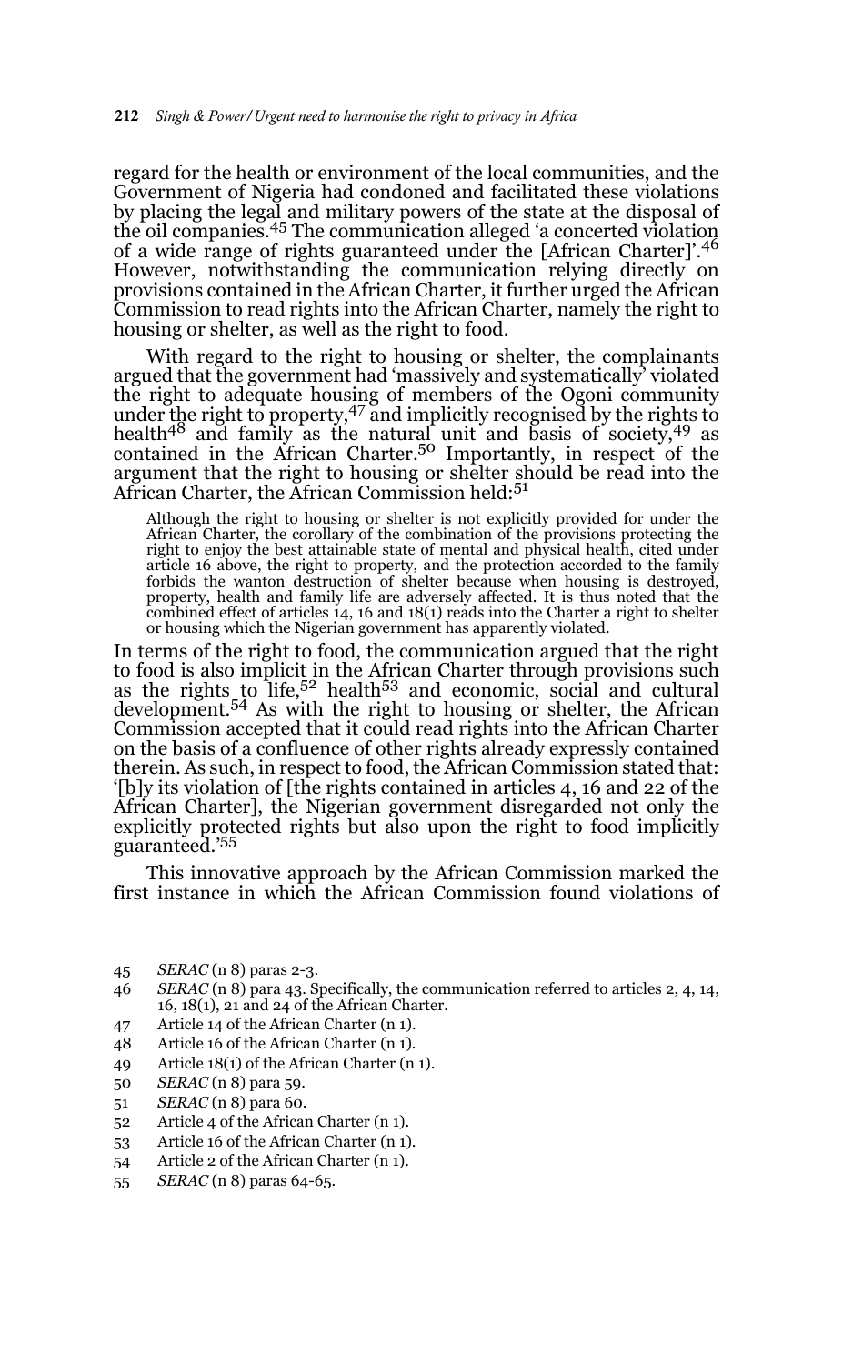regard for the health or environment of the local communities, and the Government of Nigeria had condoned and facilitated these violations by placing the legal and military powers of the state at the disposal of the oil companies.[45] The communication alleged 'a concerted violation of a wide range of rights guaranteed under the [African Charter]'.[46] However, notwithstanding the communication relying directly on provisions contained in the African Charter, it further urged the African Commission to read rights into the African Charter, namely the right to housing or shelter, as well as the right to food.

With regard to the right to housing or shelter, the complainants argued that the government had 'massively and systematically' violated the right to adequate housing of members of the Ogoni community under the right to property,[47] and implicitly recognised by the rights to health[48] and family as the natural unit and basis of society,[49] as contained in the African Charter.[50] Importantly, in respect of the argument that the right to housing or shelter should be read into the African Charter, the African Commission held:[51]

> Although the right to housing or shelter is not explicitly provided for under the African Charter, the corollary of the combination of the provisions protecting the right to enjoy the best attainable state of mental and physical health, cited under article 16 above, the right to property, and the protection accorded to the family forbids the wanton destruction of shelter because when housing is destroyed, property, health and family life are adversely affected. It is thus noted that the combined effect of articles 14, 16 and 18(1) reads into the Charter a right to shelter or housing which the Nigerian government has apparently violated.

In terms of the right to food, the communication argued that the right to food is also implicit in the African Charter through provisions such as the rights to life,[52] health[53] and economic, social and cultural development.[54] As with the right to housing or shelter, the African Commission accepted that it could read rights into the African Charter on the basis of a confluence of other rights already expressly contained therein. As such, in respect to food, the African Commission stated that: '[b]y its violation of [the rights contained in articles 4, 16 and 22 of the African Charter], the Nigerian government disregarded not only the explicitly protected rights but also upon the right to food implicitly guaranteed.'[55]

This innovative approach by the African Commission marked the first instance in which the African Commission found violations of

---

45 *SERAC* (n 8) paras 2-3.

46 *SERAC* (n 8) para 43. Specifically, the communication referred to articles 2, 4, 14, 16, 18(1), 21 and 24 of the African Charter.

47 Article 14 of the African Charter (n 1).

48 Article 16 of the African Charter (n 1).

49 Article 18(1) of the African Charter (n 1).

50 *SERAC* (n 8) para 59.

51 *SERAC* (n 8) para 60.

52 Article 4 of the African Charter (n 1).

53 Article 16 of the African Charter (n 1).

54 Article 2 of the African Charter (n 1).

55 *SERAC* (n 8) paras 64-65.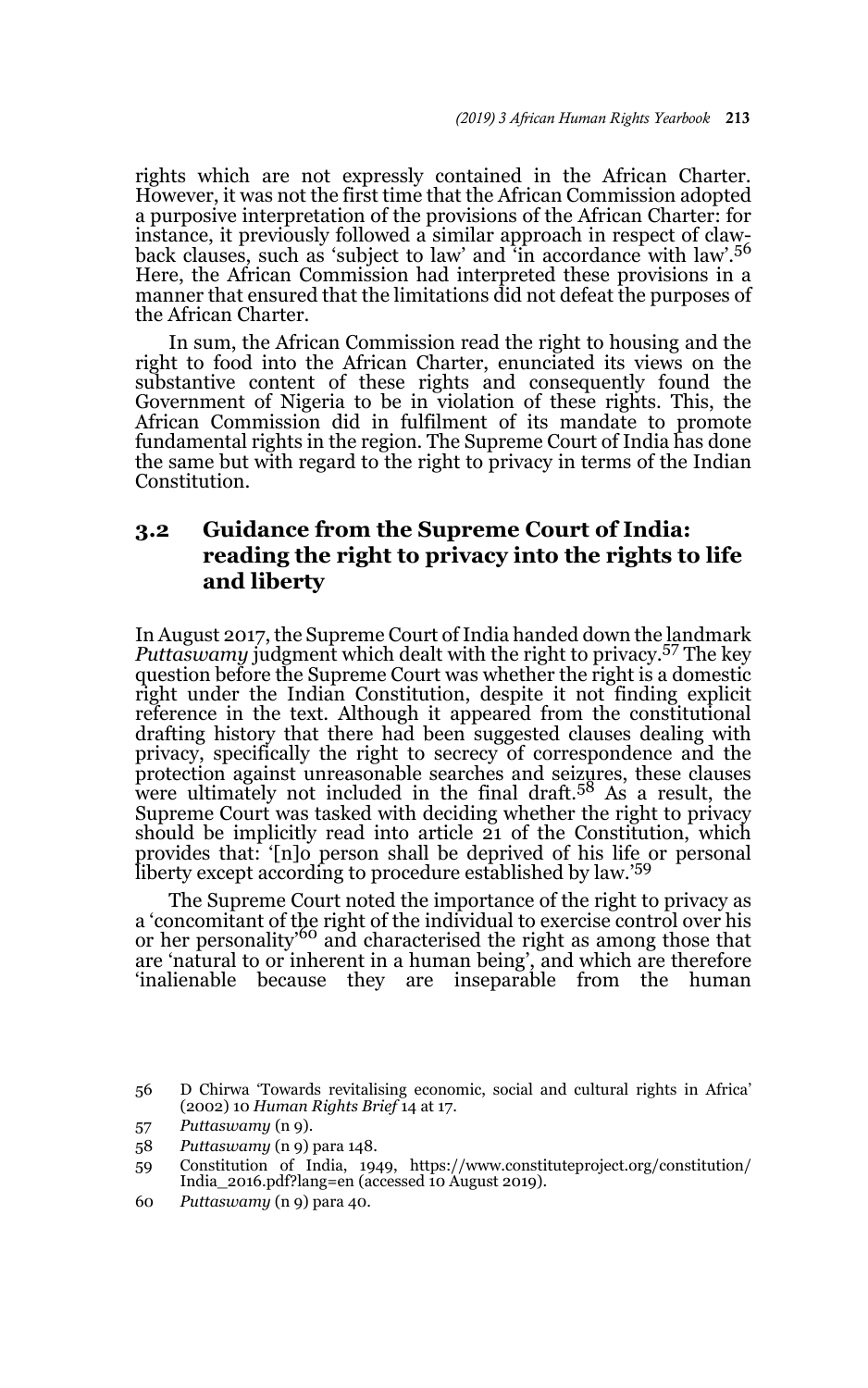rights which are not expressly contained in the African Charter. However, it was not the first time that the African Commission adopted a purposive interpretation of the provisions of the African Charter: for instance, it previously followed a similar approach in respect of claw-back clauses, such as 'subject to law' and 'in accordance with law'.[56] Here, the African Commission had interpreted these provisions in a manner that ensured that the limitations did not defeat the purposes of the African Charter.

In sum, the African Commission read the right to housing and the right to food into the African Charter, enunciated its views on the substantive content of these rights and consequently found the Government of Nigeria to be in violation of these rights. This, the African Commission did in fulfilment of its mandate to promote fundamental rights in the region. The Supreme Court of India has done the same but with regard to the right to privacy in terms of the Indian Constitution.

## 3.2 Guidance from the Supreme Court of India: reading the right to privacy into the rights to life and liberty

In August 2017, the Supreme Court of India handed down the landmark *Puttaswamy* judgment which dealt with the right to privacy.[57] The key question before the Supreme Court was whether the right is a domestic right under the Indian Constitution, despite it not finding explicit reference in the text. Although it appeared from the constitutional drafting history that there had been suggested clauses dealing with privacy, specifically the right to secrecy of correspondence and the protection against unreasonable searches and seizures, these clauses were ultimately not included in the final draft.[58] As a result, the Supreme Court was tasked with deciding whether the right to privacy should be implicitly read into article 21 of the Constitution, which provides that: '[n]o person shall be deprived of his life or personal liberty except according to procedure established by law.'[59]

The Supreme Court noted the importance of the right to privacy as a 'concomitant of the right of the individual to exercise control over his or her personality'[60] and characterised the right as among those that are 'natural to or inherent in a human being', and which are therefore 'inalienable because they are inseparable from the human

---

56 D Chirwa 'Towards revitalising economic, social and cultural rights in Africa' (2002) 10 *Human Rights Brief* 14 at 17.

57 *Puttaswamy* (n 9).

58 *Puttaswamy* (n 9) para 148.

59 Constitution of India, 1949, https://www.constituteproject.org/constitution/India_2016.pdf?lang=en (accessed 10 August 2019).

60 *Puttaswamy* (n 9) para 40.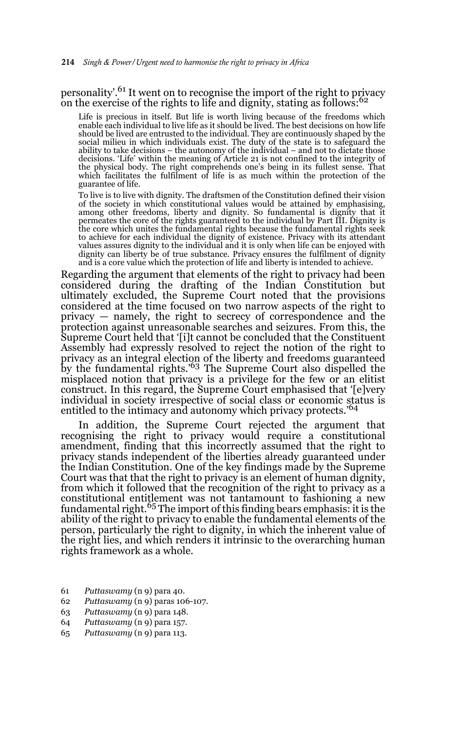personality'.[61] It went on to recognise the import of the right to privacy on the exercise of the rights to life and dignity, stating as follows:[62]

> Life is precious in itself. But life is worth living because of the freedoms which enable each individual to live life as it should be lived. The best decisions on how life should be lived are entrusted to the individual. They are continuously shaped by the social milieu in which individuals exist. The duty of the state is to safeguard the ability to take decisions – the autonomy of the individual – and not to dictate those decisions. 'Life' within the meaning of Article 21 is not confined to the integrity of the physical body. The right comprehends one's being in its fullest sense. That which facilitates the fulfilment of life is as much within the protection of the guarantee of life.
>
> To live is to live with dignity. The draftsmen of the Constitution defined their vision of the society in which constitutional values would be attained by emphasising, among other freedoms, liberty and dignity. So fundamental is dignity that it permeates the core of the rights guaranteed to the individual by Part III. Dignity is the core which unites the fundamental rights because the fundamental rights seek to achieve for each individual the dignity of existence. Privacy with its attendant values assures dignity to the individual and it is only when life can be enjoyed with dignity can liberty be of true substance. Privacy ensures the fulfilment of dignity and is a core value which the protection of life and liberty is intended to achieve.

Regarding the argument that elements of the right to privacy had been considered during the drafting of the Indian Constitution but ultimately excluded, the Supreme Court noted that the provisions considered at the time focused on two narrow aspects of the right to privacy — namely, the right to secrecy of correspondence and the protection against unreasonable searches and seizures. From this, the Supreme Court held that '[i]t cannot be concluded that the Constituent Assembly had expressly resolved to reject the notion of the right to privacy as an integral election of the liberty and freedoms guaranteed by the fundamental rights.'[63] The Supreme Court also dispelled the misplaced notion that privacy is a privilege for the few or an elitist construct. In this regard, the Supreme Court emphasised that '[e]very individual in society irrespective of social class or economic status is entitled to the intimacy and autonomy which privacy protects.'[64]

In addition, the Supreme Court rejected the argument that recognising the right to privacy would require a constitutional amendment, finding that this incorrectly assumed that the right to privacy stands independent of the liberties already guaranteed under the Indian Constitution. One of the key findings made by the Supreme Court was that that the right to privacy is an element of human dignity, from which it followed that the recognition of the right to privacy as a constitutional entitlement was not tantamount to fashioning a new fundamental right.[65] The import of this finding bears emphasis: it is the ability of the right to privacy to enable the fundamental elements of the person, particularly the right to dignity, in which the inherent value of the right lies, and which renders it intrinsic to the overarching human rights framework as a whole.

61 *Puttaswamy* (n 9) para 40.
62 *Puttaswamy* (n 9) paras 106-107.
63 *Puttaswamy* (n 9) para 148.
64 *Puttaswamy* (n 9) para 157.
65 *Puttaswamy* (n 9) para 113.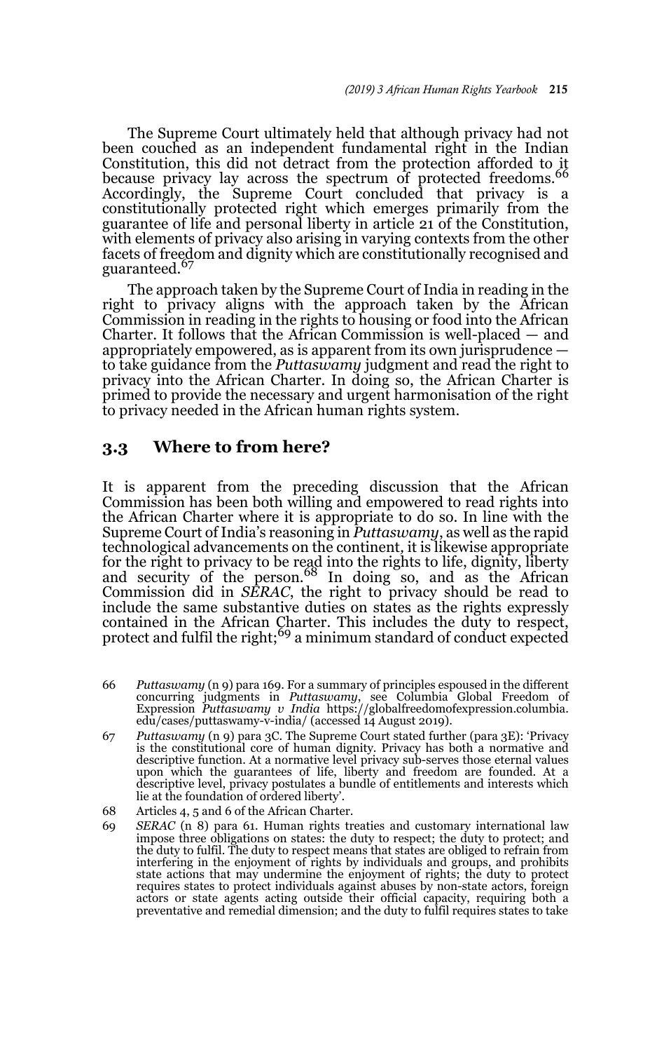The Supreme Court ultimately held that although privacy had not been couched as an independent fundamental right in the Indian Constitution, this did not detract from the protection afforded to it because privacy lay across the spectrum of protected freedoms.[66] Accordingly, the Supreme Court concluded that privacy is a constitutionally protected right which emerges primarily from the guarantee of life and personal liberty in article 21 of the Constitution, with elements of privacy also arising in varying contexts from the other facets of freedom and dignity which are constitutionally recognised and guaranteed.[67]

The approach taken by the Supreme Court of India in reading in the right to privacy aligns with the approach taken by the African Commission in reading in the rights to housing or food into the African Charter. It follows that the African Commission is well-placed — and appropriately empowered, as is apparent from its own jurisprudence — to take guidance from the *Puttaswamy* judgment and read the right to privacy into the African Charter. In doing so, the African Charter is primed to provide the necessary and urgent harmonisation of the right to privacy needed in the African human rights system.

## 3.3 Where to from here?

It is apparent from the preceding discussion that the African Commission has been both willing and empowered to read rights into the African Charter where it is appropriate to do so. In line with the Supreme Court of India's reasoning in *Puttaswamy*, as well as the rapid technological advancements on the continent, it is likewise appropriate for the right to privacy to be read into the rights to life, dignity, liberty and security of the person.[68] In doing so, and as the African Commission did in *SERAC*, the right to privacy should be read to include the same substantive duties on states as the rights expressly contained in the African Charter. This includes the duty to respect, protect and fulfil the right;[69] a minimum standard of conduct expected

---

66 *Puttaswamy* (n 9) para 169. For a summary of principles espoused in the different concurring judgments in *Puttaswamy*, see Columbia Global Freedom of Expression *Puttaswamy v India* https://globalfreedomofexpression.columbia.edu/cases/puttaswamy-v-india/ (accessed 14 August 2019).

67 *Puttaswamy* (n 9) para 3C. The Supreme Court stated further (para 3E): 'Privacy is the constitutional core of human dignity. Privacy has both a normative and descriptive function. At a normative level privacy sub-serves those eternal values upon which the guarantees of life, liberty and freedom are founded. At a descriptive level, privacy postulates a bundle of entitlements and interests which lie at the foundation of ordered liberty'.

68 Articles 4, 5 and 6 of the African Charter.

69 *SERAC* (n 8) para 61. Human rights treaties and customary international law impose three obligations on states: the duty to respect; the duty to protect; and the duty to fulfil. The duty to respect means that states are obliged to refrain from interfering in the enjoyment of rights by individuals and groups, and prohibits state actions that may undermine the enjoyment of rights; the duty to protect requires states to protect individuals against abuses by non-state actors, foreign actors or state agents acting outside their official capacity, requiring both a preventative and remedial dimension; and the duty to fulfil requires states to take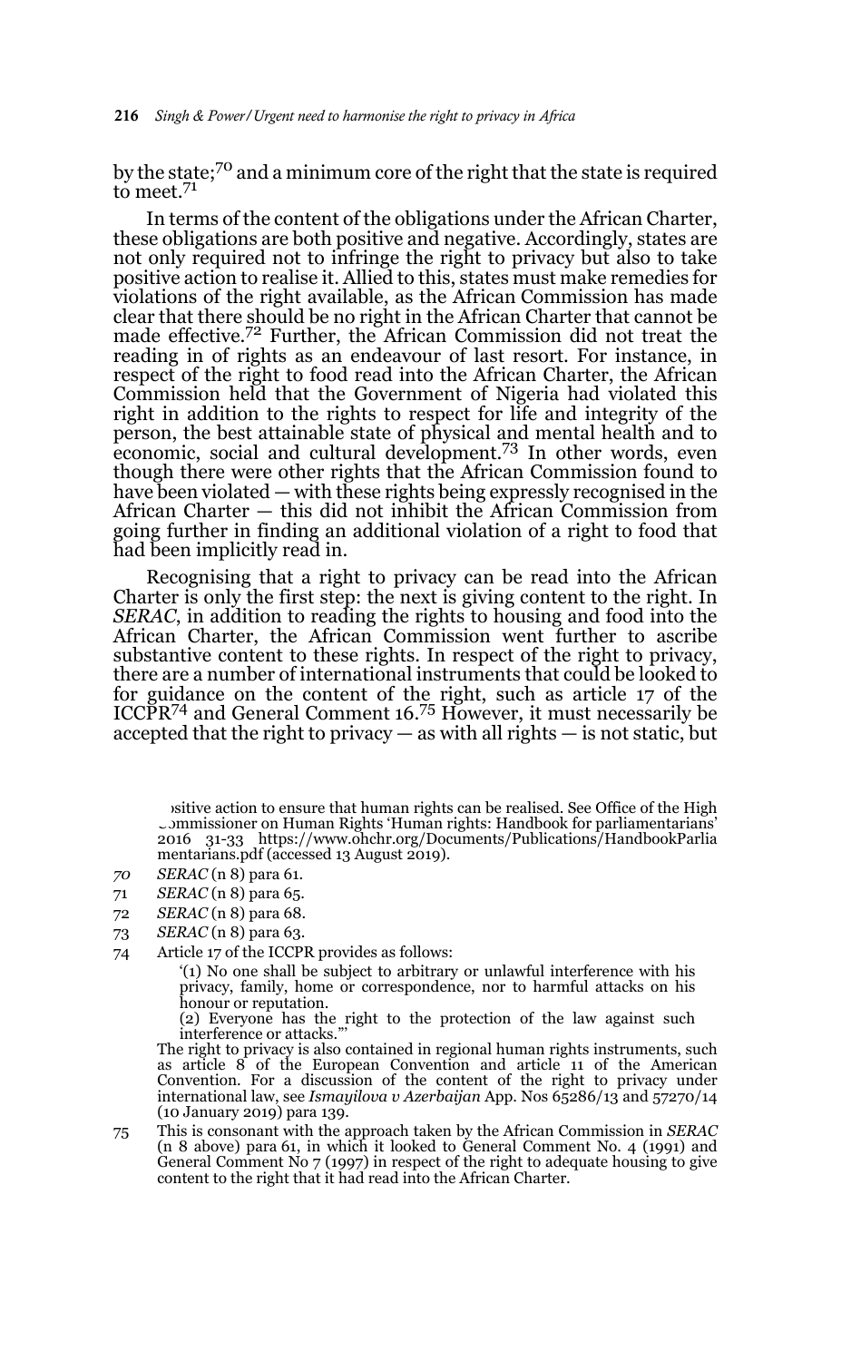by the state;[70] and a minimum core of the right that the state is required to meet.[71]

In terms of the content of the obligations under the African Charter, these obligations are both positive and negative. Accordingly, states are not only required not to infringe the right to privacy but also to take positive action to realise it. Allied to this, states must make remedies for violations of the right available, as the African Commission has made clear that there should be no right in the African Charter that cannot be made effective.[72] Further, the African Commission did not treat the reading in of rights as an endeavour of last resort. For instance, in respect of the right to food read into the African Charter, the African Commission held that the Government of Nigeria had violated this right in addition to the rights to respect for life and integrity of the person, the best attainable state of physical and mental health and to economic, social and cultural development.[73] In other words, even though there were other rights that the African Commission found to have been violated — with these rights being expressly recognised in the African Charter — this did not inhibit the African Commission from going further in finding an additional violation of a right to food that had been implicitly read in.

Recognising that a right to privacy can be read into the African Charter is only the first step: the next is giving content to the right. In *SERAC*, in addition to reading the rights to housing and food into the African Charter, the African Commission went further to ascribe substantive content to these rights. In respect of the right to privacy, there are a number of international instruments that could be looked to for guidance on the content of the right, such as article 17 of the ICCPR[74] and General Comment 16.[75] However, it must necessarily be accepted that the right to privacy — as with all rights — is not static, but

---

positive action to ensure that human rights can be realised. See Office of the High Commissioner on Human Rights 'Human rights: Handbook for parliamentarians' 2016 31-33 https://www.ohchr.org/Documents/Publications/HandbookParliamentarians.pdf (accessed 13 August 2019).

70 *SERAC* (n 8) para 61.

71 *SERAC* (n 8) para 65.

72 *SERAC* (n 8) para 68.

73 *SERAC* (n 8) para 63.

74 Article 17 of the ICCPR provides as follows:

> '(1) No one shall be subject to arbitrary or unlawful interference with his privacy, family, home or correspondence, nor to harmful attacks on his honour or reputation.
>
> (2) Everyone has the right to the protection of the law against such interference or attacks."'

The right to privacy is also contained in regional human rights instruments, such as article 8 of the European Convention and article 11 of the American Convention. For a discussion of the content of the right to privacy under international law, see *Ismayilova v Azerbaijan* App. Nos 65286/13 and 57270/14 (10 January 2019) para 139.

75 This is consonant with the approach taken by the African Commission in *SERAC* (n 8 above) para 61, in which it looked to General Comment No. 4 (1991) and General Comment No 7 (1997) in respect of the right to adequate housing to give content to the right that it had read into the African Charter.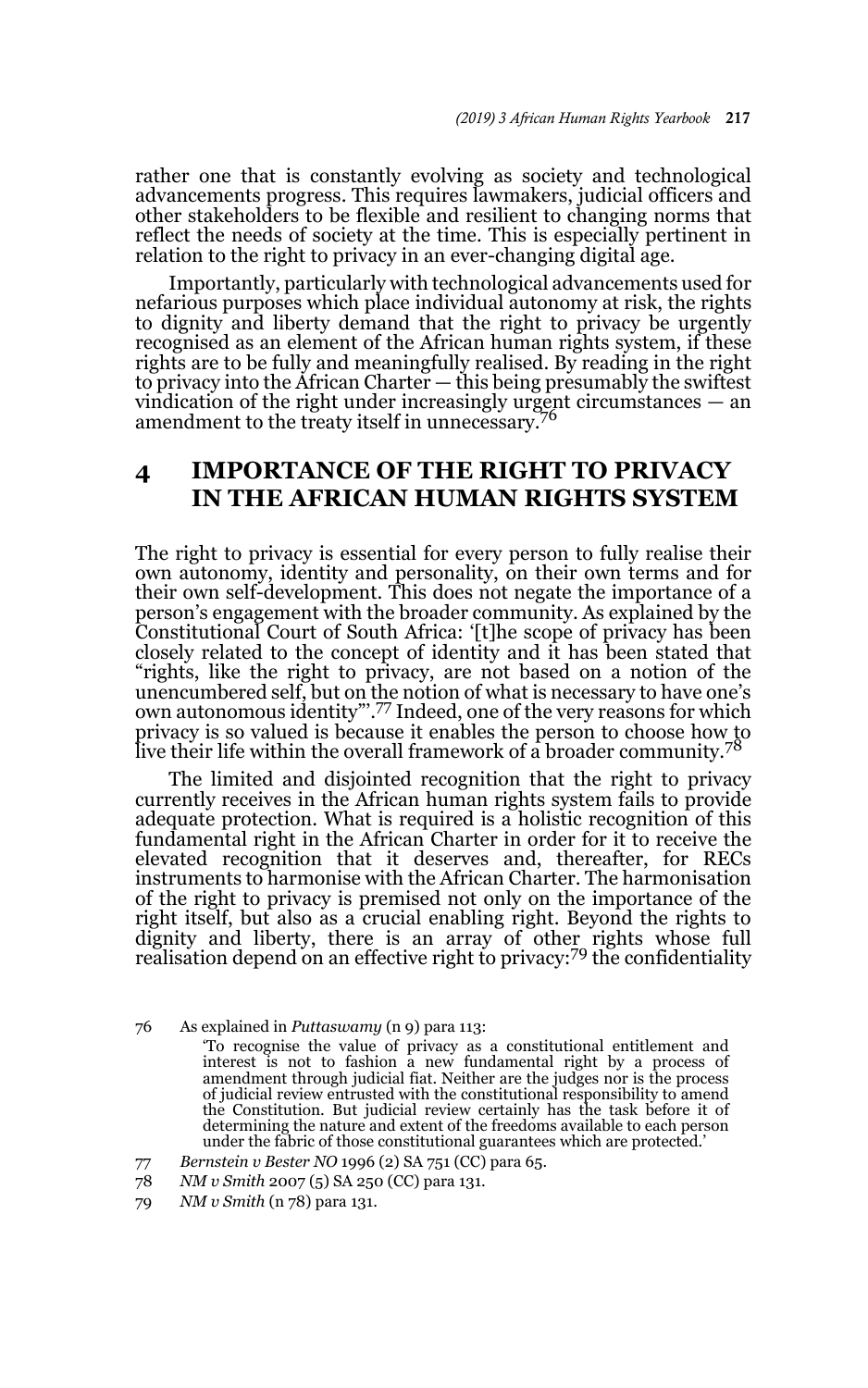rather one that is constantly evolving as society and technological advancements progress. This requires lawmakers, judicial officers and other stakeholders to be flexible and resilient to changing norms that reflect the needs of society at the time. This is especially pertinent in relation to the right to privacy in an ever-changing digital age.

Importantly, particularly with technological advancements used for nefarious purposes which place individual autonomy at risk, the rights to dignity and liberty demand that the right to privacy be urgently recognised as an element of the African human rights system, if these rights are to be fully and meaningfully realised. By reading in the right to privacy into the African Charter — this being presumably the swiftest vindication of the right under increasingly urgent circumstances — an amendment to the treaty itself in unnecessary.[76]

## 4 IMPORTANCE OF THE RIGHT TO PRIVACY IN THE AFRICAN HUMAN RIGHTS SYSTEM

The right to privacy is essential for every person to fully realise their own autonomy, identity and personality, on their own terms and for their own self-development. This does not negate the importance of a person's engagement with the broader community. As explained by the Constitutional Court of South Africa: '[t]he scope of privacy has been closely related to the concept of identity and it has been stated that "rights, like the right to privacy, are not based on a notion of the unencumbered self, but on the notion of what is necessary to have one's own autonomous identity"'.[77] Indeed, one of the very reasons for which privacy is so valued is because it enables the person to choose how to live their life within the overall framework of a broader community.[78]

The limited and disjointed recognition that the right to privacy currently receives in the African human rights system fails to provide adequate protection. What is required is a holistic recognition of this fundamental right in the African Charter in order for it to receive the elevated recognition that it deserves and, thereafter, for RECs instruments to harmonise with the African Charter. The harmonisation of the right to privacy is premised not only on the importance of the right itself, but also as a crucial enabling right. Beyond the rights to dignity and liberty, there is an array of other rights whose full realisation depend on an effective right to privacy:[79] the confidentiality

---

76 As explained in *Puttaswamy* (n 9) para 113:

> 'To recognise the value of privacy as a constitutional entitlement and interest is not to fashion a new fundamental right by a process of amendment through judicial fiat. Neither are the judges nor is the process of judicial review entrusted with the constitutional responsibility to amend the Constitution. But judicial review certainly has the task before it of determining the nature and extent of the freedoms available to each person under the fabric of those constitutional guarantees which are protected.'

77 *Bernstein v Bester NO* 1996 (2) SA 751 (CC) para 65.

78 *NM v Smith* 2007 (5) SA 250 (CC) para 131.

79 *NM v Smith* (n 78) para 131.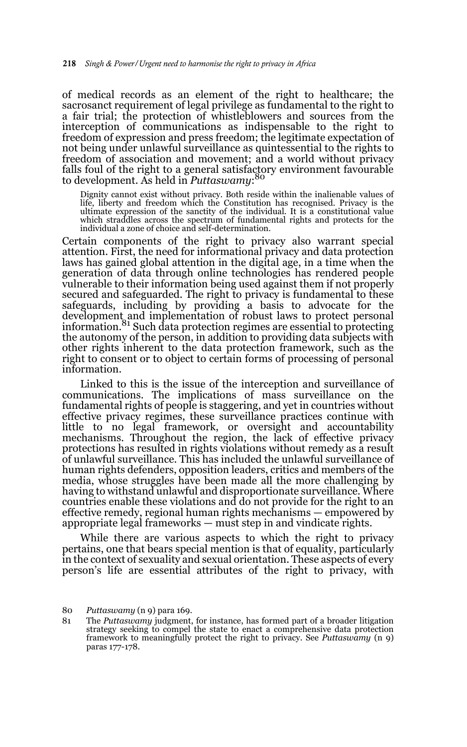of medical records as an element of the right to healthcare; the sacrosanct requirement of legal privilege as fundamental to the right to a fair trial; the protection of whistleblowers and sources from the interception of communications as indispensable to the right to freedom of expression and press freedom; the legitimate expectation of not being under unlawful surveillance as quintessential to the rights to freedom of association and movement; and a world without privacy falls foul of the right to a general satisfactory environment favourable to development. As held in *Puttaswamy*:[80]

> Dignity cannot exist without privacy. Both reside within the inalienable values of life, liberty and freedom which the Constitution has recognised. Privacy is the ultimate expression of the sanctity of the individual. It is a constitutional value which straddles across the spectrum of fundamental rights and protects for the individual a zone of choice and self-determination.

Certain components of the right to privacy also warrant special attention. First, the need for informational privacy and data protection laws has gained global attention in the digital age, in a time when the generation of data through online technologies has rendered people vulnerable to their information being used against them if not properly secured and safeguarded. The right to privacy is fundamental to these safeguards, including by providing a basis to advocate for the development and implementation of robust laws to protect personal information.[81] Such data protection regimes are essential to protecting the autonomy of the person, in addition to providing data subjects with other rights inherent to the data protection framework, such as the right to consent or to object to certain forms of processing of personal information.

Linked to this is the issue of the interception and surveillance of communications. The implications of mass surveillance on the fundamental rights of people is staggering, and yet in countries without effective privacy regimes, these surveillance practices continue with little to no legal framework, or oversight and accountability mechanisms. Throughout the region, the lack of effective privacy protections has resulted in rights violations without remedy as a result of unlawful surveillance. This has included the unlawful surveillance of human rights defenders, opposition leaders, critics and members of the media, whose struggles have been made all the more challenging by having to withstand unlawful and disproportionate surveillance. Where countries enable these violations and do not provide for the right to an effective remedy, regional human rights mechanisms — empowered by appropriate legal frameworks — must step in and vindicate rights.

While there are various aspects to which the right to privacy pertains, one that bears special mention is that of equality, particularly in the context of sexuality and sexual orientation. These aspects of every person's life are essential attributes of the right to privacy, with

---

80 *Puttaswamy* (n 9) para 169.

81 The *Puttaswamy* judgment, for instance, has formed part of a broader litigation strategy seeking to compel the state to enact a comprehensive data protection framework to meaningfully protect the right to privacy. See *Puttaswamy* (n 9) paras 177-178.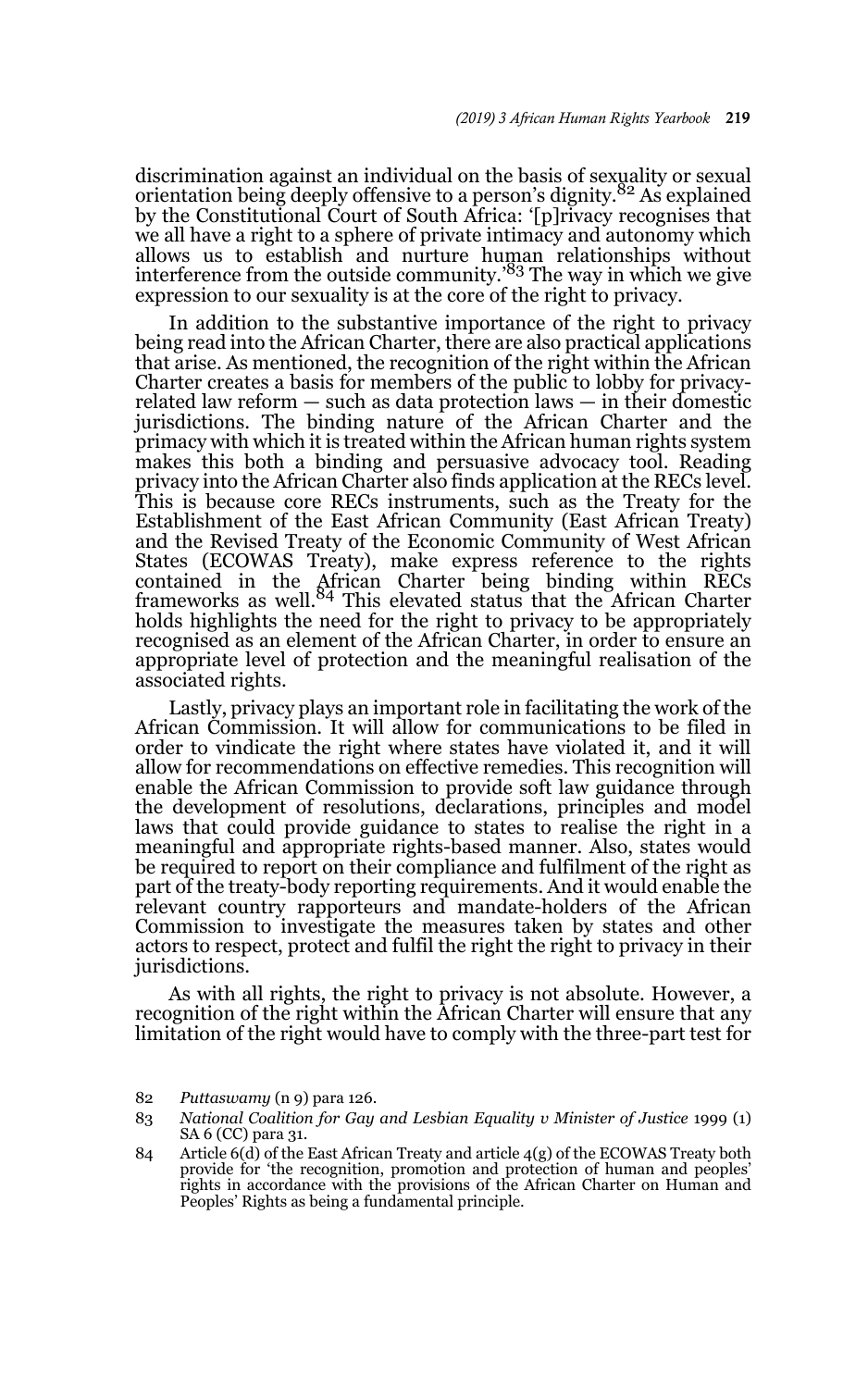discrimination against an individual on the basis of sexuality or sexual orientation being deeply offensive to a person's dignity.[82] As explained by the Constitutional Court of South Africa: '[p]rivacy recognises that we all have a right to a sphere of private intimacy and autonomy which allows us to establish and nurture human relationships without interference from the outside community.'[83] The way in which we give expression to our sexuality is at the core of the right to privacy.

In addition to the substantive importance of the right to privacy being read into the African Charter, there are also practical applications that arise. As mentioned, the recognition of the right within the African Charter creates a basis for members of the public to lobby for privacy-related law reform — such as data protection laws — in their domestic jurisdictions. The binding nature of the African Charter and the primacy with which it is treated within the African human rights system makes this both a binding and persuasive advocacy tool. Reading privacy into the African Charter also finds application at the RECs level. This is because core RECs instruments, such as the Treaty for the Establishment of the East African Community (East African Treaty) and the Revised Treaty of the Economic Community of West African States (ECOWAS Treaty), make express reference to the rights contained in the African Charter being binding within RECs frameworks as well.[84] This elevated status that the African Charter holds highlights the need for the right to privacy to be appropriately recognised as an element of the African Charter, in order to ensure an appropriate level of protection and the meaningful realisation of the associated rights.

Lastly, privacy plays an important role in facilitating the work of the African Commission. It will allow for communications to be filed in order to vindicate the right where states have violated it, and it will allow for recommendations on effective remedies. This recognition will enable the African Commission to provide soft law guidance through the development of resolutions, declarations, principles and model laws that could provide guidance to states to realise the right in a meaningful and appropriate rights-based manner. Also, states would be required to report on their compliance and fulfilment of the right as part of the treaty-body reporting requirements. And it would enable the relevant country rapporteurs and mandate-holders of the African Commission to investigate the measures taken by states and other actors to respect, protect and fulfil the right the right to privacy in their jurisdictions.

As with all rights, the right to privacy is not absolute. However, a recognition of the right within the African Charter will ensure that any limitation of the right would have to comply with the three-part test for

82 *Puttaswamy* (n 9) para 126.

83 *National Coalition for Gay and Lesbian Equality v Minister of Justice* 1999 (1) SA 6 (CC) para 31.

84 Article 6(d) of the East African Treaty and article 4(g) of the ECOWAS Treaty both provide for 'the recognition, promotion and protection of human and peoples' rights in accordance with the provisions of the African Charter on Human and Peoples' Rights as being a fundamental principle.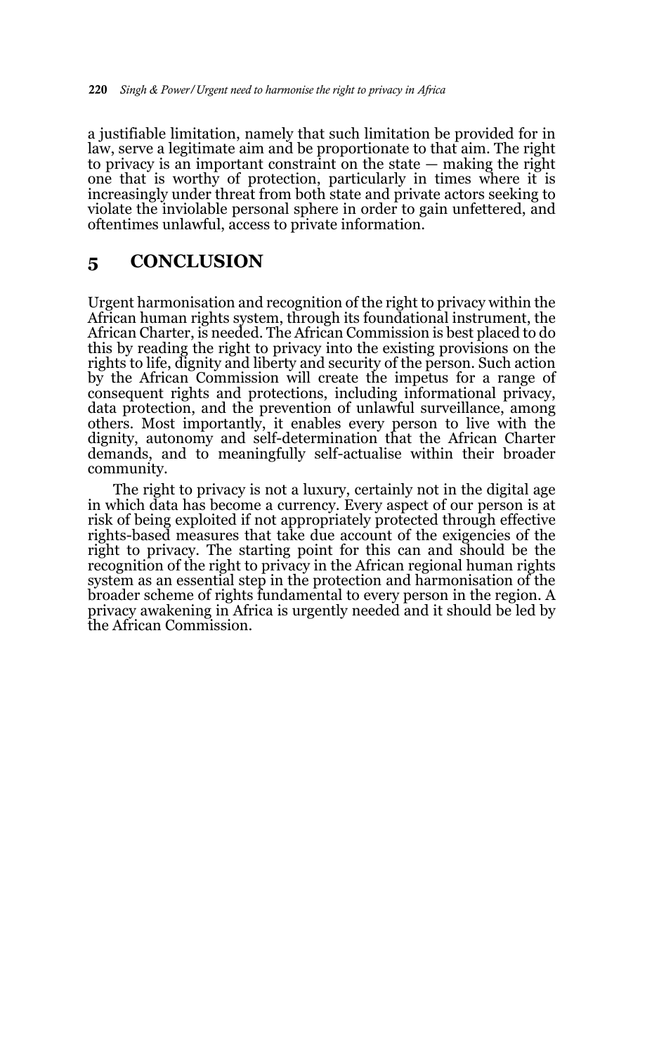a justifiable limitation, namely that such limitation be provided for in law, serve a legitimate aim and be proportionate to that aim. The right to privacy is an important constraint on the state — making the right one that is worthy of protection, particularly in times where it is increasingly under threat from both state and private actors seeking to violate the inviolable personal sphere in order to gain unfettered, and oftentimes unlawful, access to private information.

## 5 CONCLUSION

Urgent harmonisation and recognition of the right to privacy within the African human rights system, through its foundational instrument, the African Charter, is needed. The African Commission is best placed to do this by reading the right to privacy into the existing provisions on the rights to life, dignity and liberty and security of the person. Such action by the African Commission will create the impetus for a range of consequent rights and protections, including informational privacy, data protection, and the prevention of unlawful surveillance, among others. Most importantly, it enables every person to live with the dignity, autonomy and self-determination that the African Charter demands, and to meaningfully self-actualise within their broader community.

The right to privacy is not a luxury, certainly not in the digital age in which data has become a currency. Every aspect of our person is at risk of being exploited if not appropriately protected through effective rights-based measures that take due account of the exigencies of the right to privacy. The starting point for this can and should be the recognition of the right to privacy in the African regional human rights system as an essential step in the protection and harmonisation of the broader scheme of rights fundamental to every person in the region. A privacy awakening in Africa is urgently needed and it should be led by the African Commission.